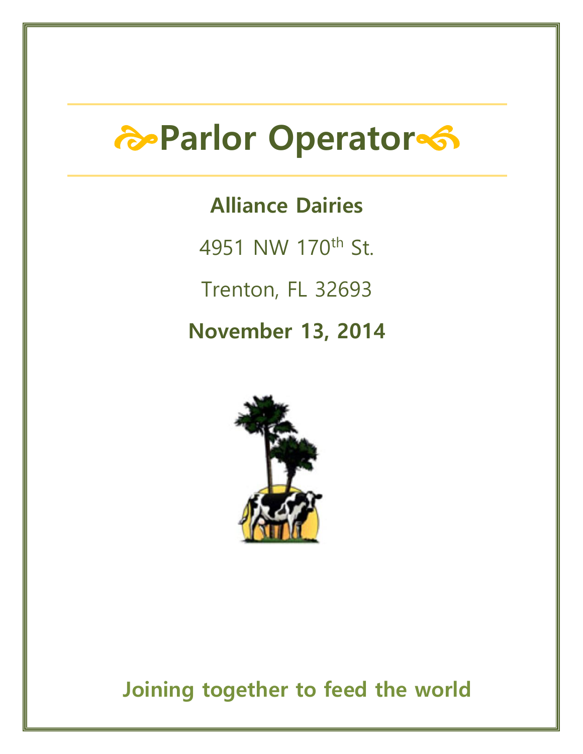# Parlor Operator

**Alliance Dairies**

4951 NW 170th St.

Trenton, FL 32693

**November 13, 2014**

**Joining together to feed the world**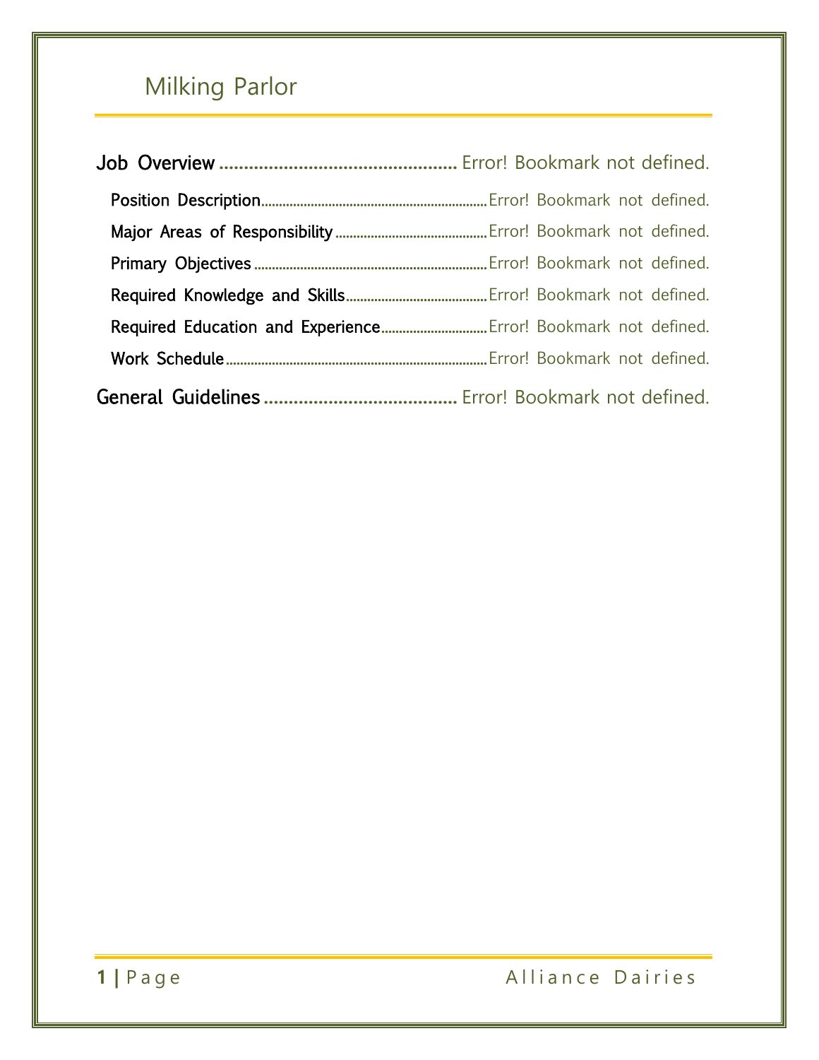# Milking Parlor

Job Overview ........................................... Error! Bookmark not defined.

- Position Description ........................................... Error! Bookmark not defined.
- Major Areas of Responsibility ........................................... Error! Bookmark not defined.
- Primary Objectives ........................................... Error! Bookmark not defined.
- Required Knowledge and Skills ........................................... Error! Bookmark not defined.
- Required Education and Experience ........................................... Error! Bookmark not defined.
- Work Schedule ........................................... Error! Bookmark not defined.

General Guidelines ........................................... Error! Bookmark not defined.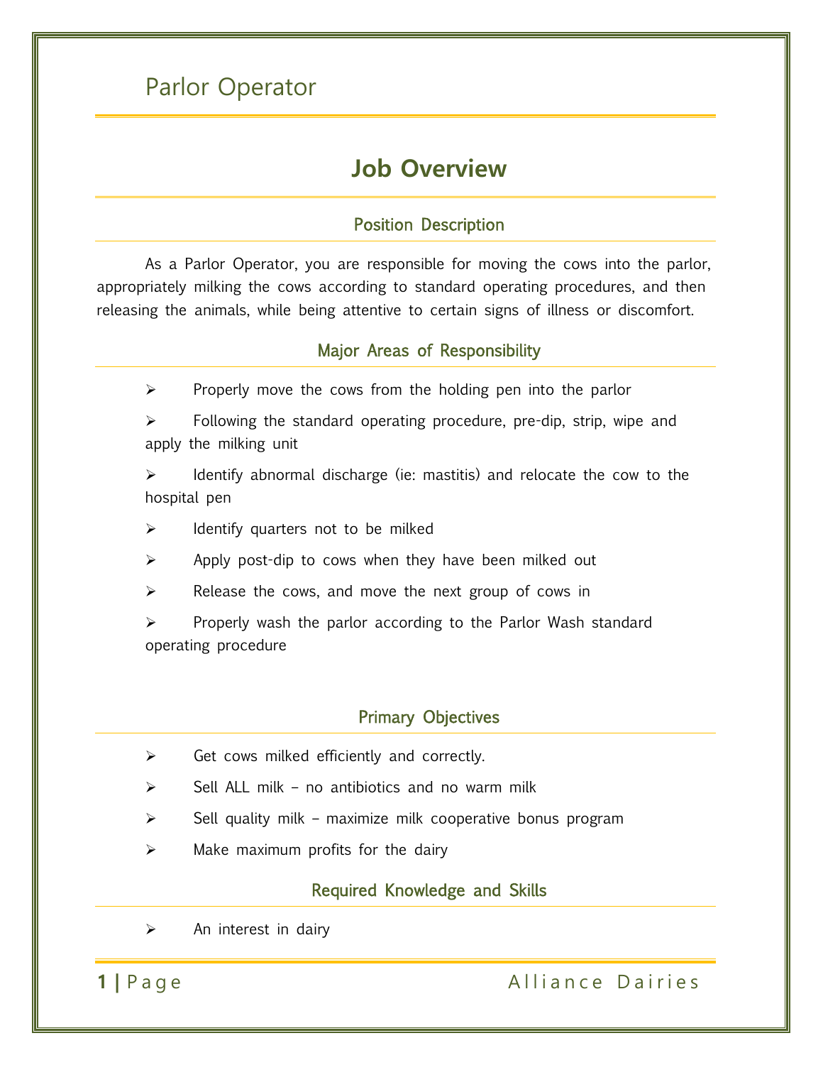# Parlor Operator

## Job Overview

### Position Description

As a Parlor Operator, you are responsible for moving the cows into the parlor, appropriately milking the cows according to standard operating procedures, and then releasing the animals, while being attentive to certain signs of illness or discomfort.

### Major Areas of Responsibility

- Properly move the cows from the holding pen into the parlor
- Following the standard operating procedure, pre-dip, strip, wipe and apply the milking unit
- Identify abnormal discharge (ie: mastitis) and relocate the cow to the hospital pen
- Identify quarters not to be milked
- Apply post-dip to cows when they have been milked out
- Release the cows, and move the next group of cows in
- Properly wash the parlor according to the Parlor Wash standard operating procedure

### Primary Objectives

- Get cows milked efficiently and correctly.
- Sell ALL milk – no antibiotics and no warm milk
- Sell quality milk – maximize milk cooperative bonus program
- Make maximum profits for the dairy

### Required Knowledge and Skills

- An interest in dairy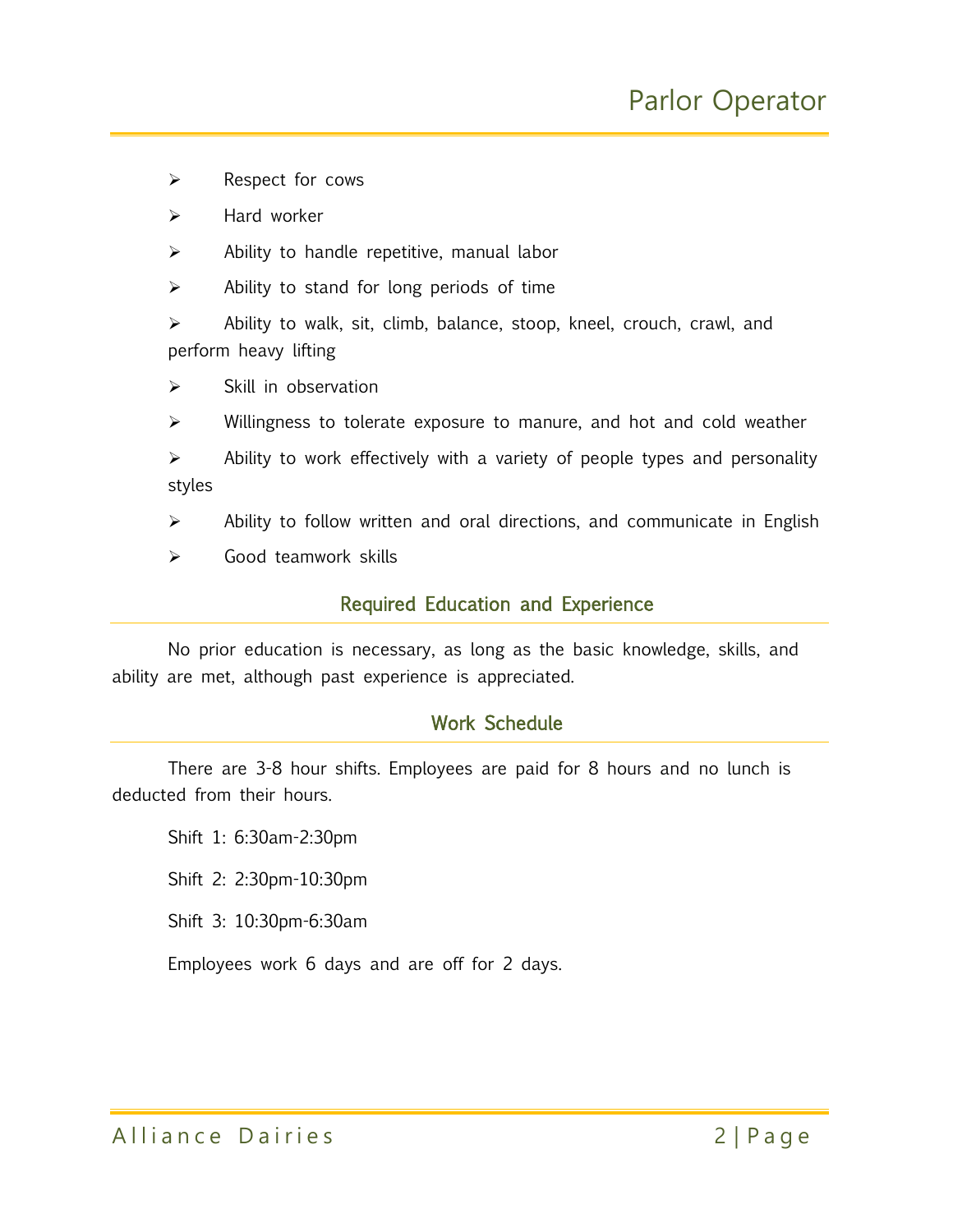- Respect for cows
- Hard worker
- Ability to handle repetitive, manual labor
- Ability to stand for long periods of time
- Ability to walk, sit, climb, balance, stoop, kneel, crouch, crawl, and perform heavy lifting
- Skill in observation
- Willingness to tolerate exposure to manure, and hot and cold weather
- Ability to work effectively with a variety of people types and personality styles
- Ability to follow written and oral directions, and communicate in English
- Good teamwork skills

## Required Education and Experience

No prior education is necessary, as long as the basic knowledge, skills, and ability are met, although past experience is appreciated.

## Work Schedule

There are 3-8 hour shifts. Employees are paid for 8 hours and no lunch is deducted from their hours.

Shift 1: 6:30am-2:30pm

Shift 2: 2:30pm-10:30pm

Shift 3: 10:30pm-6:30am

Employees work 6 days and are off for 2 days.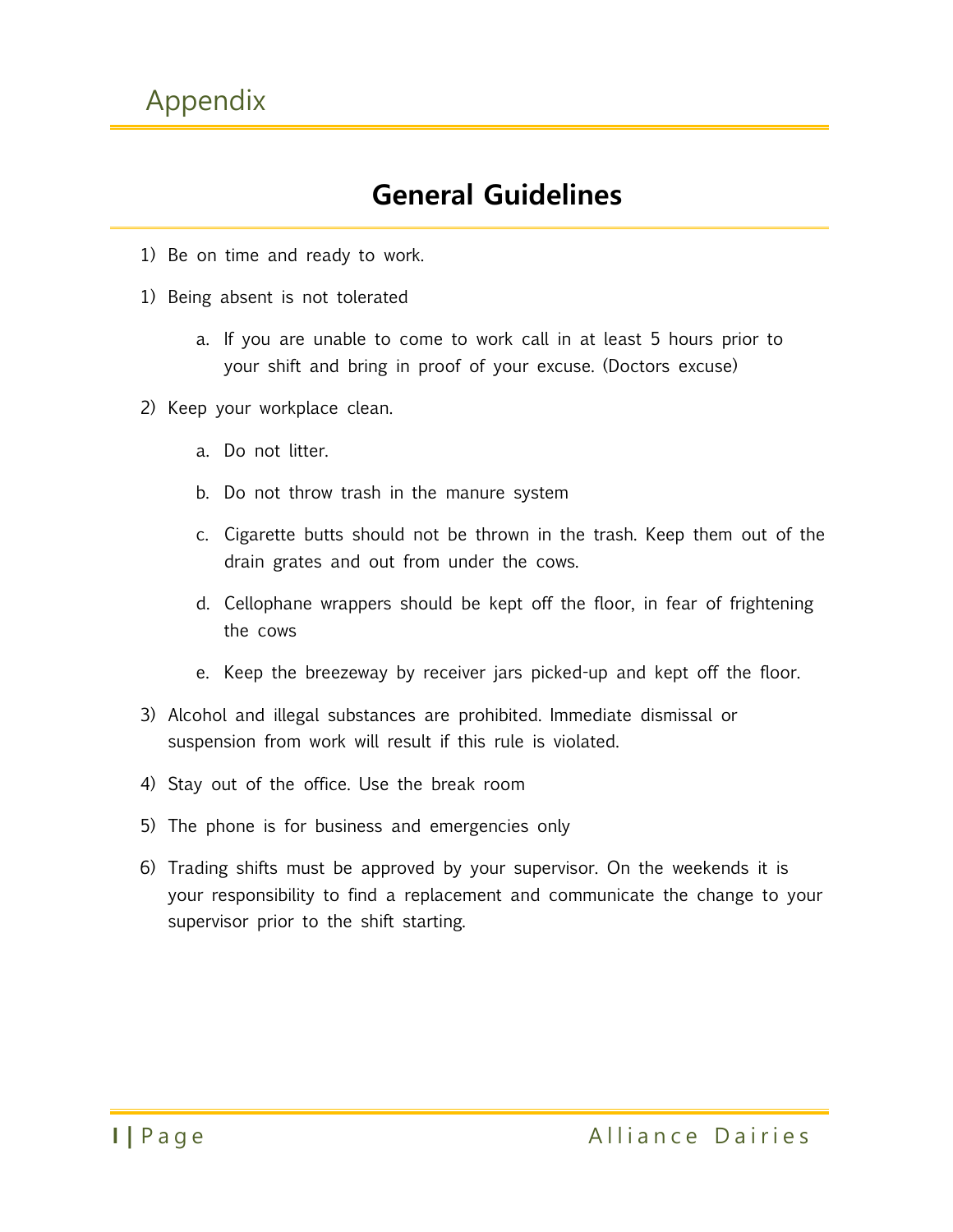# Appendix

## General Guidelines

1) Be on time and ready to work.

1) Being absent is not tolerated

   a. If you are unable to come to work call in at least 5 hours prior to your shift and bring in proof of your excuse. (Doctors excuse)

2) Keep your workplace clean.

   a. Do not litter.

   b. Do not throw trash in the manure system

   c. Cigarette butts should not be thrown in the trash. Keep them out of the drain grates and out from under the cows.

   d. Cellophane wrappers should be kept off the floor, in fear of frightening the cows

   e. Keep the breezeway by receiver jars picked-up and kept off the floor.

3) Alcohol and illegal substances are prohibited. Immediate dismissal or suspension from work will result if this rule is violated.

4) Stay out of the office. Use the break room

5) The phone is for business and emergencies only

6) Trading shifts must be approved by your supervisor. On the weekends it is your responsibility to find a replacement and communicate the change to your supervisor prior to the shift starting.